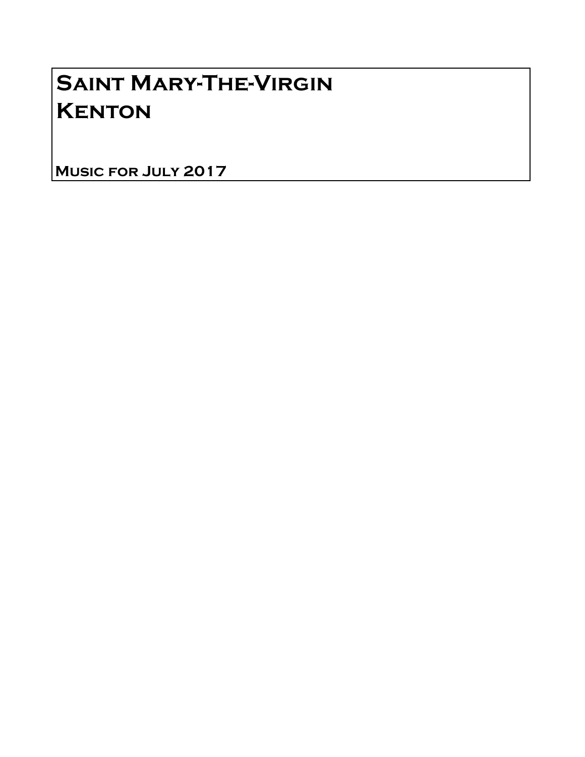# Saint Mary-The-Virgin
# Kenton

**Music for July 2017**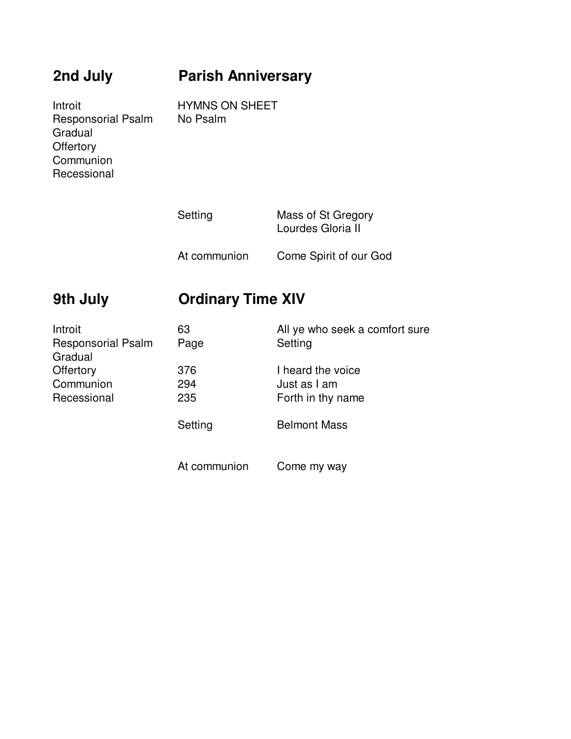## 2nd July — Parish Anniversary

| | | |
|---|---|---|
| Introit | HYMNS ON SHEET | |
| Responsorial Psalm | No Psalm | |
| Gradual | | |
| Offertory | | |
| Communion | | |
| Recessional | | |
| | Setting | Mass of St Gregory<br>Lourdes Gloria II |
| | At communion | Come Spirit of our God |

## 9th July — Ordinary Time XIV

| | | |
|---|---|---|
| Introit | 63 | All ye who seek a comfort sure |
| Responsorial Psalm | Page | Setting |
| Gradual | | |
| Offertory | 376 | I heard the voice |
| Communion | 294 | Just as I am |
| Recessional | 235 | Forth in thy name |
| | Setting | Belmont Mass |
| | At communion | Come my way |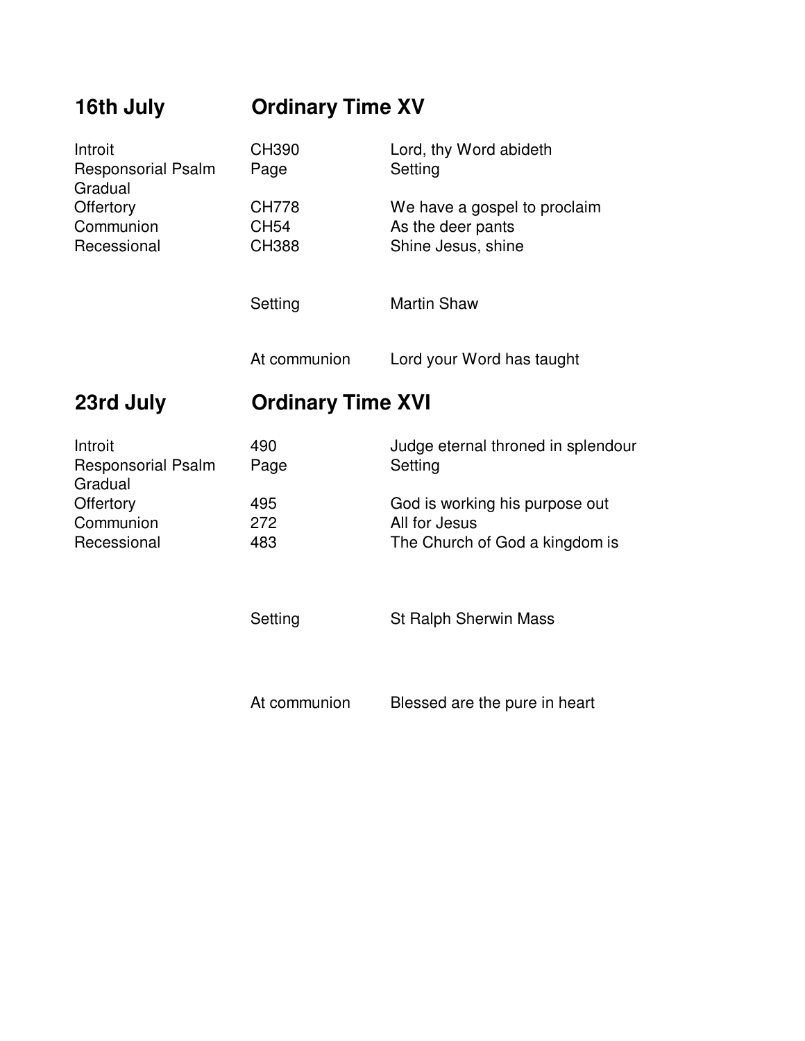## 16th July — Ordinary Time XV

| | | |
|---|---|---|
| Introit | CH390 | Lord, thy Word abideth |
| Responsorial Psalm | Page | Setting |
| Gradual | | |
| Offertory | CH778 | We have a gospel to proclaim |
| Communion | CH54 | As the deer pants |
| Recessional | CH388 | Shine Jesus, shine |
| | Setting | Martin Shaw |
| | At communion | Lord your Word has taught |

## 23rd July — Ordinary Time XVI

| | | |
|---|---|---|
| Introit | 490 | Judge eternal throned in splendour |
| Responsorial Psalm | Page | Setting |
| Gradual | | |
| Offertory | 495 | God is working his purpose out |
| Communion | 272 | All for Jesus |
| Recessional | 483 | The Church of God a kingdom is |
| | Setting | St Ralph Sherwin Mass |
| | At communion | Blessed are the pure in heart |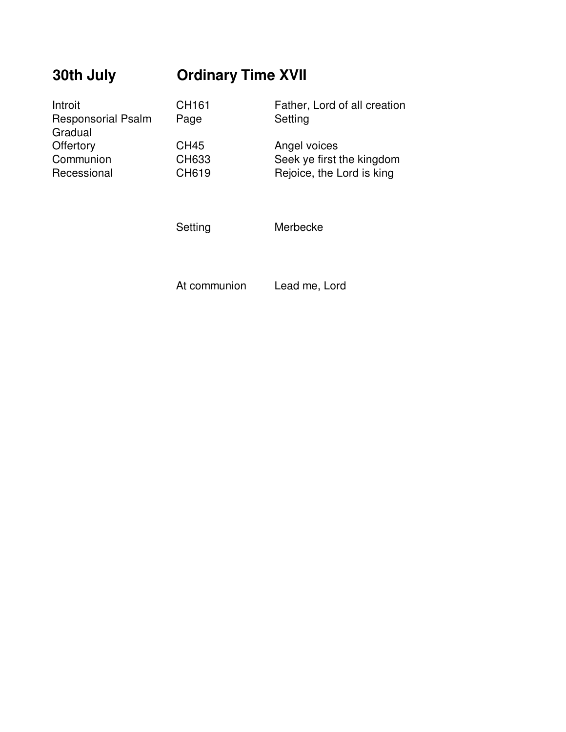## 30th July Ordinary Time XVII

| | | |
|---|---|---|
| Introit | CH161 | Father, Lord of all creation |
| Responsorial Psalm | Page | Setting |
| Gradual | | |
| Offertory | CH45 | Angel voices |
| Communion | CH633 | Seek ye first the kingdom |
| Recessional | CH619 | Rejoice, the Lord is king |

| | |
|---|---|
| Setting | Merbecke |

| | |
|---|---|
| At communion | Lead me, Lord |